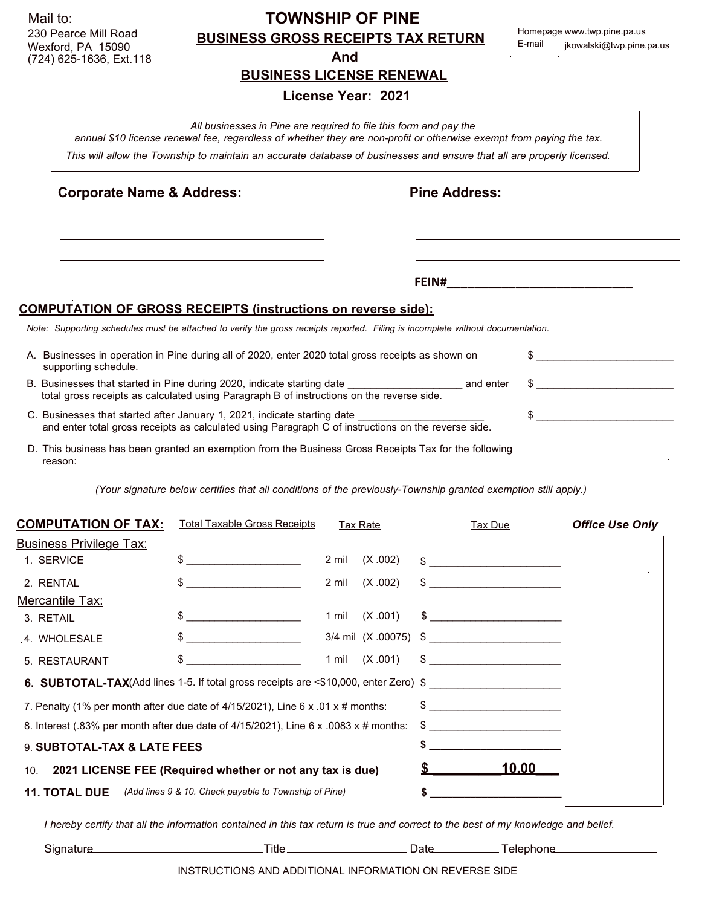Mail to:
230 Pearce Mill Road
Wexford, PA 15090
(724) 625-1636, Ext.118

# TOWNSHIP OF PINE

## BUSINESS GROSS RECEIPTS TAX RETURN

## And

## BUSINESS LICENSE RENEWAL

### License Year: 2021

Homepage www.twp.pine.pa.us
E-mail jkowalski@twp.pine.pa.us

*All businesses in Pine are required to file this form and pay the annual $10 license renewal fee, regardless of whether they are non-profit or otherwise exempt from paying the tax.*
*This will allow the Township to maintain an accurate database of businesses and ensure that all are properly licensed.*

**Corporate Name & Address:**

______________________________
______________________________
______________________________
______________________________

**Pine Address:**

______________________________
______________________________
______________________________

**FEIN#**______________________________

**COMPUTATION OF GROSS RECEIPTS (instructions on reverse side):**

*Note: Supporting schedules must be attached to verify the gross receipts reported. Filing is incomplete without documentation.*

A. Businesses in operation in Pine during all of 2020, enter 2020 total gross receipts as shown on supporting schedule. $ ______________________

B. Businesses that started in Pine during 2020, indicate starting date ____________________ and enter total gross receipts as calculated using Paragraph B of instructions on the reverse side. $ ______________________

C. Businesses that started after January 1, 2021, indicate starting date ______________________ and enter total gross receipts as calculated using Paragraph C of instructions on the reverse side. $ ______________________

D. This business has been granted an exemption from the Business Gross Receipts Tax for the following reason: ____________________________________________

*(Your signature below certifies that all conditions of the previously-Township granted exemption still apply.)*

| **COMPUTATION OF TAX:** | Total Taxable Gross Receipts | Tax Rate | Tax Due | ***Office Use Only*** |
|---|---|---|---|---|
| Business Privilege Tax: | | | | |
| 1. SERVICE | $ ________________ | 2 mil (X .002) | $ ____________________ | |
| 2. RENTAL | $ ________________ | 2 mil (X .002) | $ ____________________ | |
| Mercantile Tax: | | | | |
| 3. RETAIL | $ ________________ | 1 mil (X .001) | $ ____________________ | |
| 4. WHOLESALE | $ ________________ | 3/4 mil (X .00075) | $ ____________________ | |
| 5. RESTAURANT | $ ________________ | 1 mil (X .001) | $ ____________________ | |
| **6. SUBTOTAL-TAX** (Add lines 1-5. If total gross receipts are <$10,000, enter Zero) | | | $ ____________________ | |
| 7. Penalty (1% per month after due date of 4/15/2021), Line 6 x .01 x # months: | | | $ ____________________ | |
| 8. Interest (.83% per month after due date of 4/15/2021), Line 6 x .0083 x # months: | | | $ ____________________ | |
| 9. **SUBTOTAL-TAX & LATE FEES** | | | $ ____________________ | |
| 10. **2021 LICENSE FEE (Required whether or not any tax is due)** | | | **$ 10.00** | |
| **11. TOTAL DUE** *(Add lines 9 & 10. Check payable to Township of Pine)* | | | $ ____________________ | |

*I hereby certify that all the information contained in this tax return is true and correct to the best of my knowledge and belief.*

Signature______________________ Title____________________ Date__________ Telephone__________________

INSTRUCTIONS AND ADDITIONAL INFORMATION ON REVERSE SIDE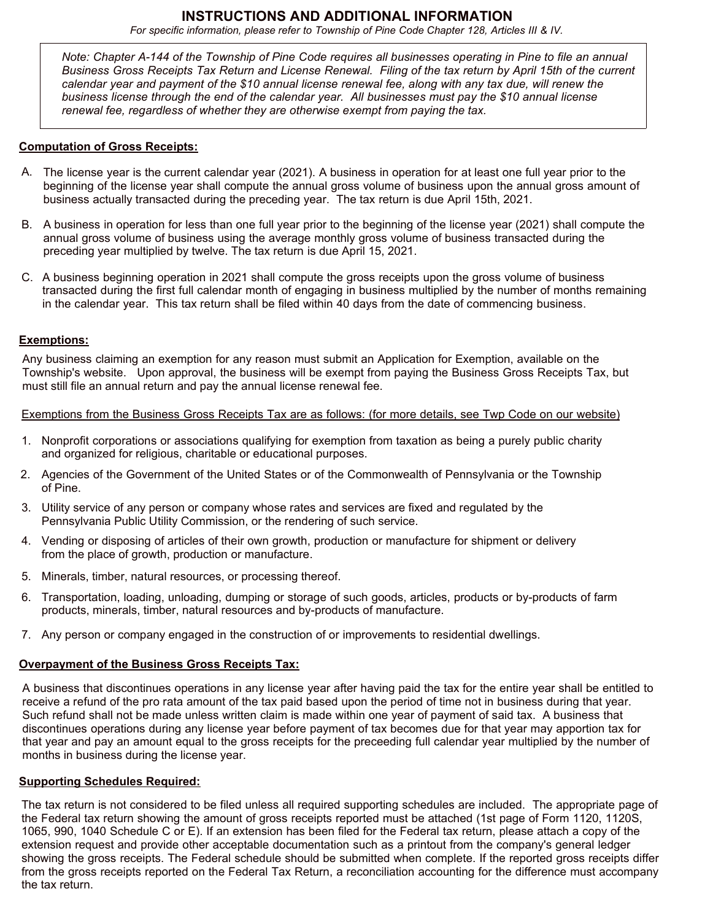# INSTRUCTIONS AND ADDITIONAL INFORMATION

*For specific information, please refer to Township of Pine Code Chapter 128, Articles III & IV.*

> *Note: Chapter A-144 of the Township of Pine Code requires all businesses operating in Pine to file an annual Business Gross Receipts Tax Return and License Renewal. Filing of the tax return by April 15th of the current calendar year and payment of the $10 annual license renewal fee, along with any tax due, will renew the business license through the end of the calendar year. All businesses must pay the $10 annual license renewal fee, regardless of whether they are otherwise exempt from paying the tax.*

## Computation of Gross Receipts:

A. The license year is the current calendar year (2021). A business in operation for at least one full year prior to the beginning of the license year shall compute the annual gross volume of business upon the annual gross amount of business actually transacted during the preceding year. The tax return is due April 15th, 2021.

B. A business in operation for less than one full year prior to the beginning of the license year (2021) shall compute the annual gross volume of business using the average monthly gross volume of business transacted during the preceding year multiplied by twelve. The tax return is due April 15, 2021.

C. A business beginning operation in 2021 shall compute the gross receipts upon the gross volume of business transacted during the first full calendar month of engaging in business multiplied by the number of months remaining in the calendar year. This tax return shall be filed within 40 days from the date of commencing business.

## Exemptions:

Any business claiming an exemption for any reason must submit an Application for Exemption, available on the Township's website. Upon approval, the business will be exempt from paying the Business Gross Receipts Tax, but must still file an annual return and pay the annual license renewal fee.

Exemptions from the Business Gross Receipts Tax are as follows: (for more details, see Twp Code on our website)

1. Nonprofit corporations or associations qualifying for exemption from taxation as being a purely public charity and organized for religious, charitable or educational purposes.
2. Agencies of the Government of the United States or of the Commonwealth of Pennsylvania or the Township of Pine.
3. Utility service of any person or company whose rates and services are fixed and regulated by the Pennsylvania Public Utility Commission, or the rendering of such service.
4. Vending or disposing of articles of their own growth, production or manufacture for shipment or delivery from the place of growth, production or manufacture.
5. Minerals, timber, natural resources, or processing thereof.
6. Transportation, loading, unloading, dumping or storage of such goods, articles, products or by-products of farm products, minerals, timber, natural resources and by-products of manufacture.
7. Any person or company engaged in the construction of or improvements to residential dwellings.

## Overpayment of the Business Gross Receipts Tax:

A business that discontinues operations in any license year after having paid the tax for the entire year shall be entitled to receive a refund of the pro rata amount of the tax paid based upon the period of time not in business during that year. Such refund shall not be made unless written claim is made within one year of payment of said tax. A business that discontinues operations during any license year before payment of tax becomes due for that year may apportion tax for that year and pay an amount equal to the gross receipts for the preceeding full calendar year multiplied by the number of months in business during the license year.

## Supporting Schedules Required:

The tax return is not considered to be filed unless all required supporting schedules are included. The appropriate page of the Federal tax return showing the amount of gross receipts reported must be attached (1st page of Form 1120, 1120S, 1065, 990, 1040 Schedule C or E). If an extension has been filed for the Federal tax return, please attach a copy of the extension request and provide other acceptable documentation such as a printout from the company's general ledger showing the gross receipts. The Federal schedule should be submitted when complete. If the reported gross receipts differ from the gross receipts reported on the Federal Tax Return, a reconciliation accounting for the difference must accompany the tax return.